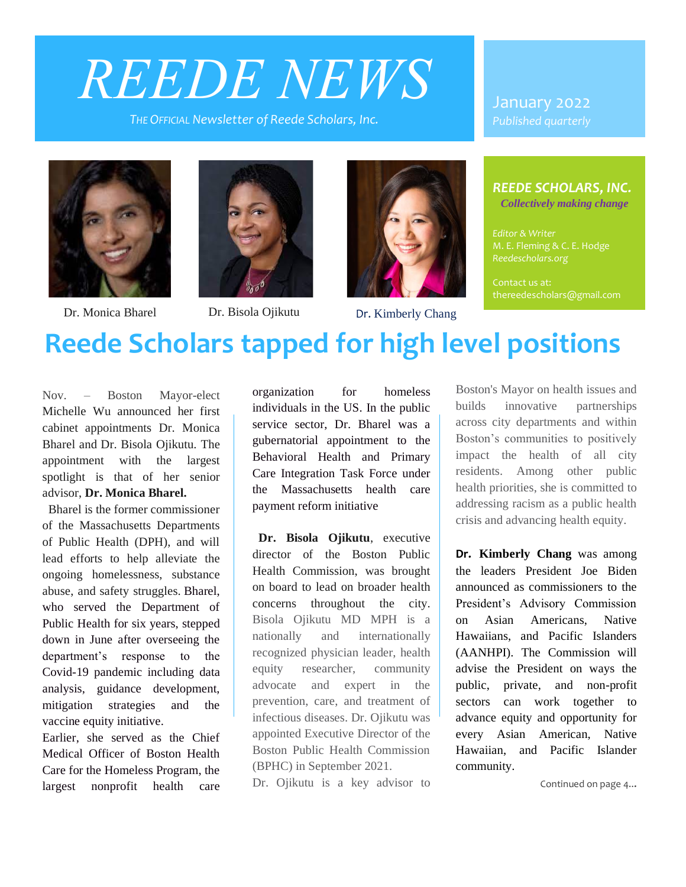# REEDE NEWS

*THE OFFICIAL Newsletter of Reede Scholars, Inc.*

January 2022
*Published quarterly*

Dr. Monica Bharel

Dr. Bisola Ojikutu

Dr. Kimberly Chang

***REEDE SCHOLARS, INC.***
***Collectively making change***

*Editor & Writer*
M. E. Fleming & C. E. Hodge
*Reedescholars.org*

Contact us at:
thereedescholars@gmail.com

# Reede Scholars tapped for high level positions

Nov. – Boston Mayor-elect Michelle Wu announced her first cabinet appointments Dr. Monica Bharel and Dr. Bisola Ojikutu. The appointment with the largest spotlight is that of her senior advisor, **Dr. Monica Bharel.**

Bharel is the former commissioner of the Massachusetts Departments of Public Health (DPH), and will lead efforts to help alleviate the ongoing homelessness, substance abuse, and safety struggles. Bharel, who served the Department of Public Health for six years, stepped down in June after overseeing the department's response to the Covid-19 pandemic including data analysis, guidance development, mitigation strategies and the vaccine equity initiative.

Earlier, she served as the Chief Medical Officer of Boston Health Care for the Homeless Program, the largest nonprofit health care organization for homeless individuals in the US. In the public service sector, Dr. Bharel was a gubernatorial appointment to the Behavioral Health and Primary Care Integration Task Force under the Massachusetts health care payment reform initiative

**Dr. Bisola Ojikutu**, executive director of the Boston Public Health Commission, was brought on board to lead on broader health concerns throughout the city. Bisola Ojikutu MD MPH is a nationally and internationally recognized physician leader, health equity researcher, community advocate and expert in the prevention, care, and treatment of infectious diseases. Dr. Ojikutu was appointed Executive Director of the Boston Public Health Commission (BPHC) in September 2021. Dr. Ojikutu is a key advisor to Boston's Mayor on health issues and builds innovative partnerships across city departments and within Boston's communities to positively impact the health of all city residents. Among other public health priorities, she is committed to addressing racism as a public health crisis and advancing health equity.

**Dr. Kimberly Chang** was among the leaders President Joe Biden announced as commissioners to the President's Advisory Commission on Asian Americans, Native Hawaiians, and Pacific Islanders (AANHPI). The Commission will advise the President on ways the public, private, and non-profit sectors can work together to advance equity and opportunity for every Asian American, Native Hawaiian, and Pacific Islander community.

Continued on page 4…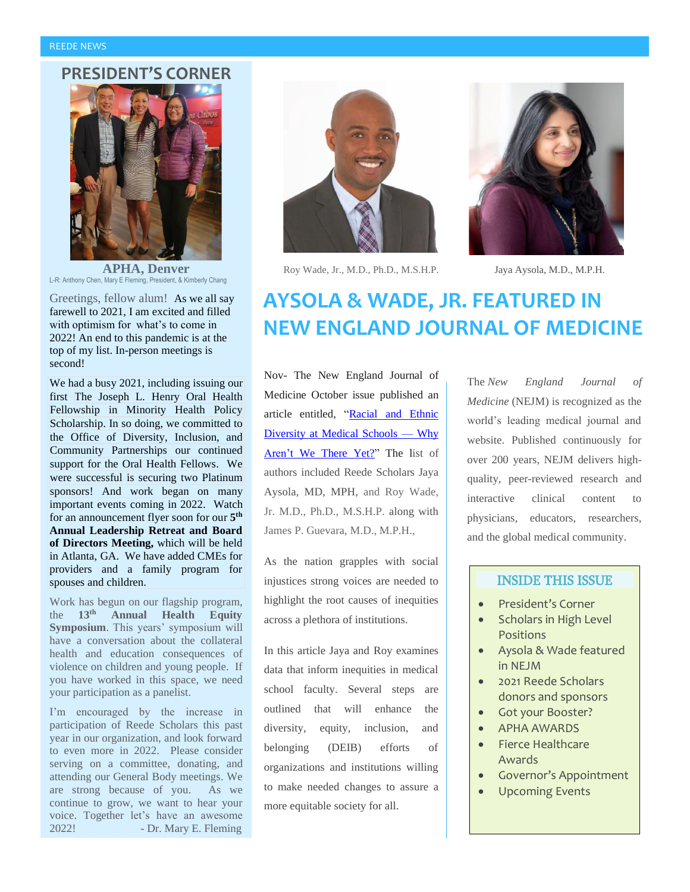## PRESIDENT'S CORNER

**APHA, Denver**

L-R: Anthony Chen, Mary E Fleming, President, & Kimberly Chang

Greetings, fellow alum! As we all say farewell to 2021, I am excited and filled with optimism for what's to come in 2022! An end to this pandemic is at the top of my list. In-person meetings is second!

We had a busy 2021, including issuing our first The Joseph L. Henry Oral Health Fellowship in Minority Health Policy Scholarship. In so doing, we committed to the Office of Diversity, Inclusion, and Community Partnerships our continued support for the Oral Health Fellows. We were successful is securing two Platinum sponsors! And work began on many important events coming in 2022. Watch for an announcement flyer soon for our **5th Annual Leadership Retreat and Board of Directors Meeting,** which will be held in Atlanta, GA. We have added CMEs for providers and a family program for spouses and children.

Work has begun on our flagship program, the **13th Annual Health Equity Symposium**. This years' symposium will have a conversation about the collateral health and education consequences of violence on children and young people. If you have worked in this space, we need your participation as a panelist.

I'm encouraged by the increase in participation of Reede Scholars this past year in our organization, and look forward to even more in 2022. Please consider serving on a committee, donating, and attending our General Body meetings. We are strong because of you. As we continue to grow, we want to hear your voice. Together let's have an awesome 2022! - Dr. Mary E. Fleming

Roy Wade, Jr., M.D., Ph.D., M.S.H.P.

Jaya Aysola, M.D., M.P.H.

# AYSOLA & WADE, JR. FEATURED IN NEW ENGLAND JOURNAL OF MEDICINE

Nov- The New England Journal of Medicine October issue published an article entitled, "[Racial and Ethnic Diversity at Medical Schools — Why Aren't We There Yet?](#)" The list of authors included Reede Scholars Jaya Aysola, MD, MPH, and Roy Wade, Jr. M.D., Ph.D., M.S.H.P. along with James P. Guevara, M.D., M.P.H.,

As the nation grapples with social injustices strong voices are needed to highlight the root causes of inequities across a plethora of institutions.

In this article Jaya and Roy examines data that inform inequities in medical school faculty. Several steps are outlined that will enhance the diversity, equity, inclusion, and belonging (DEIB) efforts of organizations and institutions willing to make needed changes to assure a more equitable society for all.

The *New England Journal of Medicine* (NEJM) is recognized as the world's leading medical journal and website. Published continuously for over 200 years, NEJM delivers high-quality, peer-reviewed research and interactive clinical content to physicians, educators, researchers, and the global medical community.

### INSIDE THIS ISSUE

- President's Corner
- Scholars in High Level Positions
- Aysola & Wade featured in NEJM
- 2021 Reede Scholars donors and sponsors
- Got your Booster?
- APHA AWARDS
- Fierce Healthcare Awards
- Governor's Appointment
- Upcoming Events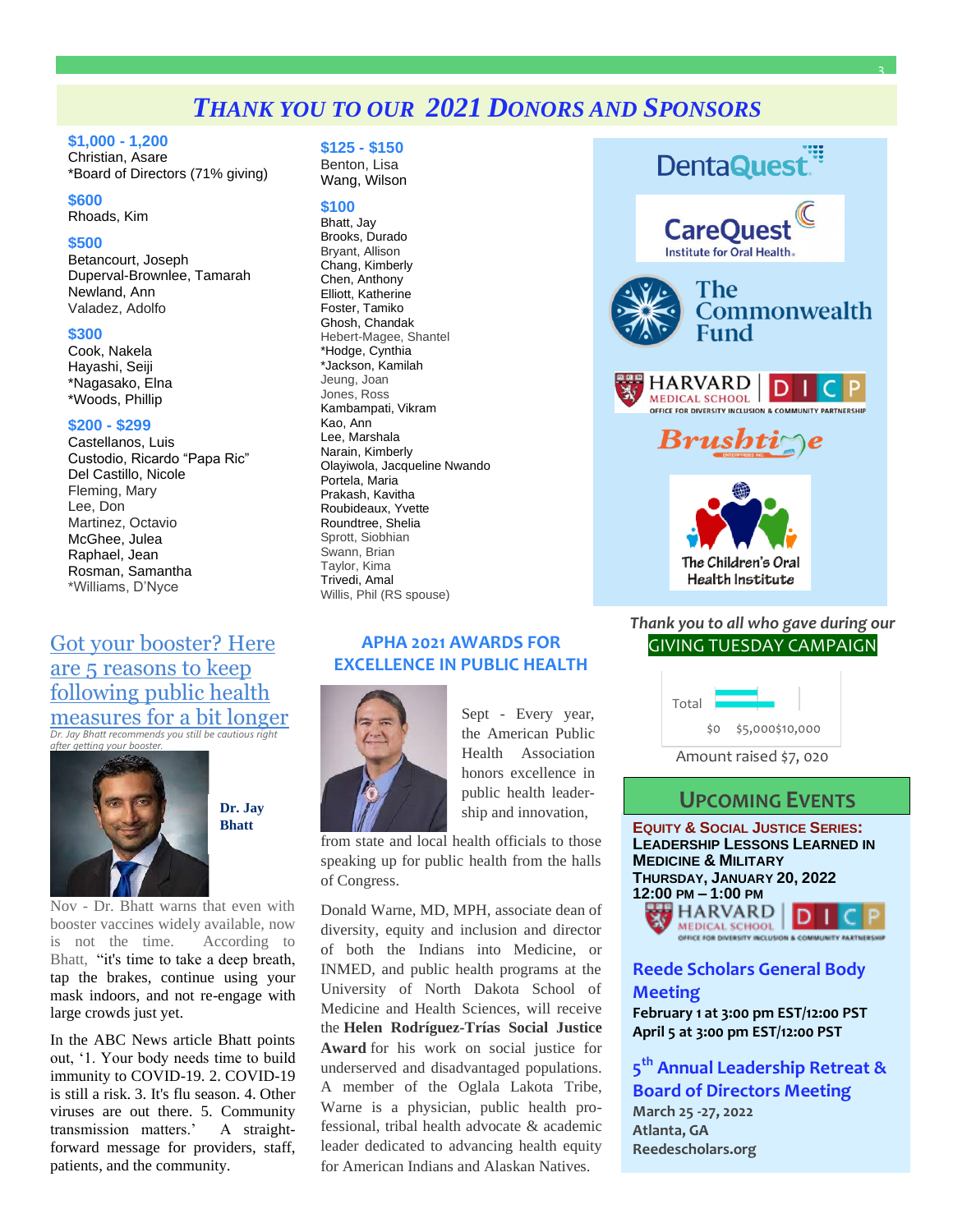# *THANK YOU TO OUR 2021 DONORS AND SPONSORS*

**$1,000 - 1,200**
Christian, Asare
*Board of Directors (71% giving)

**$600**
Rhoads, Kim

**$500**
Betancourt, Joseph
Duperval-Brownlee, Tamarah
Newland, Ann
Valadez, Adolfo

**$300**
Cook, Nakela
Hayashi, Seiji
*Nagasako, Elna
*Woods, Phillip

**$200 - $299**
Castellanos, Luis
Custodio, Ricardo "Papa Ric"
Del Castillo, Nicole
Fleming, Mary
Lee, Don
Martinez, Octavio
McGhee, Julea
Raphael, Jean
Rosman, Samantha
*Williams, D'Nyce

**$125 - $150**
Benton, Lisa
Wang, Wilson

**$100**
Bhatt, Jay
Brooks, Durado
Bryant, Allison
Chang, Kimberly
Chen, Anthony
Elliott, Katherine
Foster, Tamiko
Ghosh, Chandak
Hebert-Magee, Shantel
*Hodge, Cynthia
*Jackson, Kamilah
Jeung, Joan
Jones, Ross
Kambampati, Vikram
Kao, Ann
Lee, Marshala
Narain, Kimberly
Olayiwola, Jacqueline Nwando
Portela, Maria
Prakash, Kavitha
Roubideaux, Yvette
Roundtree, Shelia
Sprott, Siobhian
Swann, Brian
Taylor, Kima
Trivedi, Amal
Willis, Phil (RS spouse)

DentaQuest
CareQuest Institute for Oral Health
The Commonwealth Fund
HARVARD MEDICAL SCHOOL DICP — Office for Diversity Inclusion & Community Partnership
Brushtime Enterprises Inc.
The Children's Oral Health Institute

*Thank you to all who gave during our*
GIVING TUESDAY CAMPAIGN

Total — $0 | $5,000 | $10,000

Amount raised $7, 020

## Got your booster? Here are 5 reasons to keep following public health measures for a bit longer

*Dr. Jay Bhatt recommends you still be cautious right after getting your booster.*

**Dr. Jay Bhatt**

Nov - Dr. Bhatt warns that even with booster vaccines widely available, now is not the time. According to Bhatt, "it's time to take a deep breath, tap the brakes, continue using your mask indoors, and not re-engage with large crowds just yet.

In the ABC News article Bhatt points out, '1. Your body needs time to build immunity to COVID-19. 2. COVID-19 is still a risk. 3. It's flu season. 4. Other viruses are out there. 5. Community transmission matters.' A straight-forward message for providers, staff, patients, and the community.

## APHA 2021 AWARDS FOR EXCELLENCE IN PUBLIC HEALTH

Sept - Every year, the American Public Health Association honors excellence in public health leadership and innovation, from state and local health officials to those speaking up for public health from the halls of Congress.

Donald Warne, MD, MPH, associate dean of diversity, equity and inclusion and director of both the Indians into Medicine, or INMED, and public health programs at the University of North Dakota School of Medicine and Health Sciences, will receive the **Helen Rodríguez-Trías Social Justice Award** for his work on social justice for underserved and disadvantaged populations. A member of the Oglala Lakota Tribe, Warne is a physician, public health professional, tribal health advocate & academic leader dedicated to advancing health equity for American Indians and Alaskan Natives.

## UPCOMING EVENTS

**EQUITY & SOCIAL JUSTICE SERIES:**
**LEADERSHIP LESSONS LEARNED IN MEDICINE & MILITARY**
**THURSDAY, JANUARY 20, 2022**
**12:00 PM – 1:00 PM**
HARVARD MEDICAL SCHOOL DICP — Office for Diversity Inclusion & Community Partnership

### Reede Scholars General Body Meeting

**February 1 at 3:00 pm EST/12:00 PST**
**April 5 at 3:00 pm EST/12:00 PST**

### 5th Annual Leadership Retreat & Board of Directors Meeting

**March 25 -27, 2022**
**Atlanta, GA**
**Reedescholars.org**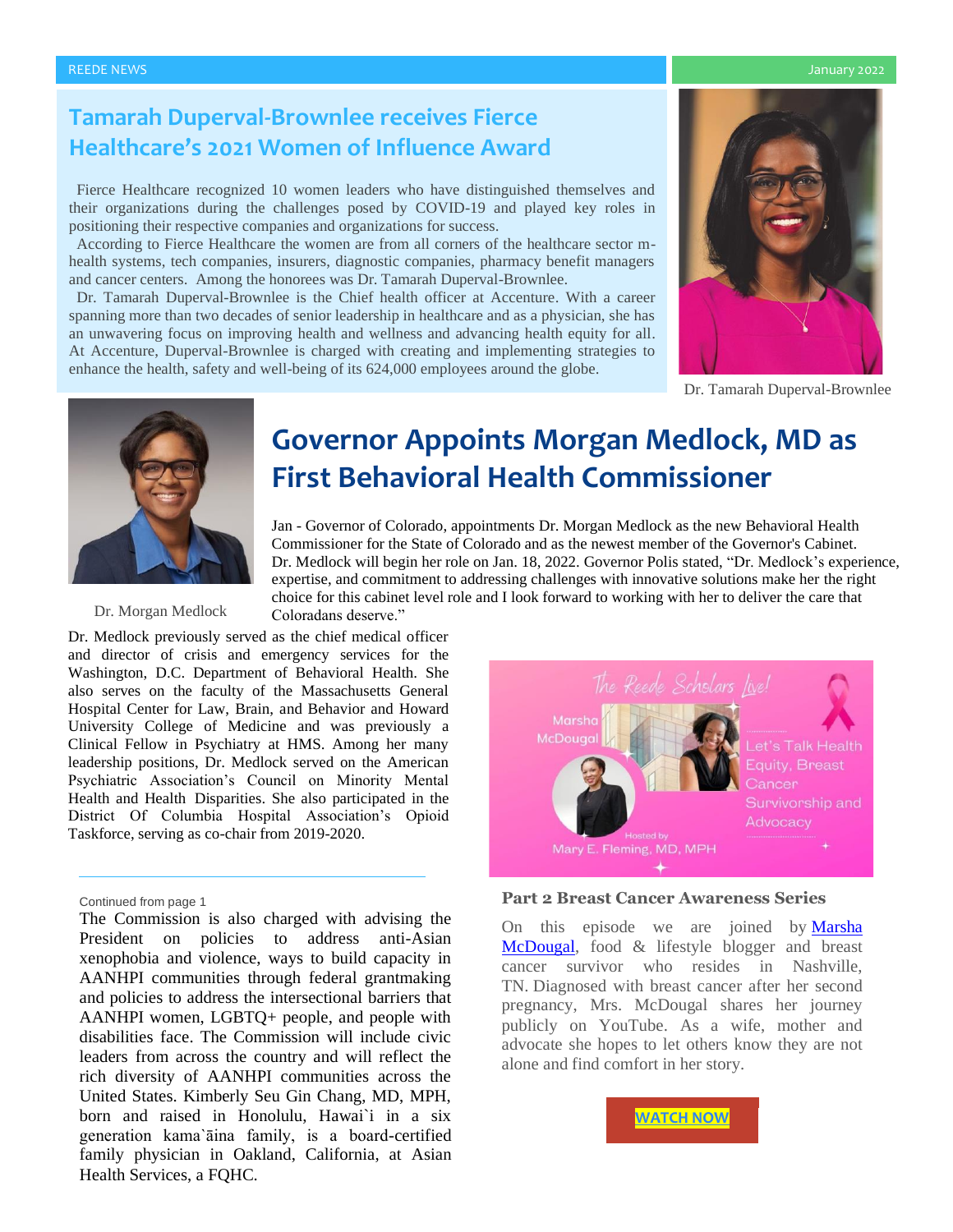## Tamarah Duperval-Brownlee receives Fierce Healthcare's 2021 Women of Influence Award

Fierce Healthcare recognized 10 women leaders who have distinguished themselves and their organizations during the challenges posed by COVID-19 and played key roles in positioning their respective companies and organizations for success.

According to Fierce Healthcare the women are from all corners of the healthcare sector m-health systems, tech companies, insurers, diagnostic companies, pharmacy benefit managers and cancer centers. Among the honorees was Dr. Tamarah Duperval-Brownlee.

Dr. Tamarah Duperval-Brownlee is the Chief health officer at Accenture. With a career spanning more than two decades of senior leadership in healthcare and as a physician, she has an unwavering focus on improving health and wellness and advancing health equity for all. At Accenture, Duperval-Brownlee is charged with creating and implementing strategies to enhance the health, safety and well-being of its 624,000 employees around the globe.

Dr. Tamarah Duperval-Brownlee

## Governor Appoints Morgan Medlock, MD as First Behavioral Health Commissioner

Dr. Morgan Medlock

Jan - Governor of Colorado, appointments Dr. Morgan Medlock as the new Behavioral Health Commissioner for the State of Colorado and as the newest member of the Governor's Cabinet. Dr. Medlock will begin her role on Jan. 18, 2022. Governor Polis stated, "Dr. Medlock's experience, expertise, and commitment to addressing challenges with innovative solutions make her the right choice for this cabinet level role and I look forward to working with her to deliver the care that Coloradans deserve."

Dr. Medlock previously served as the chief medical officer and director of crisis and emergency services for the Washington, D.C. Department of Behavioral Health. She also serves on the faculty of the Massachusetts General Hospital Center for Law, Brain, and Behavior and Howard University College of Medicine and was previously a Clinical Fellow in Psychiatry at HMS. Among her many leadership positions, Dr. Medlock served on the American Psychiatric Association's Council on Minority Mental Health and Health Disparities. She also participated in the District Of Columbia Hospital Association's Opioid Taskforce, serving as co-chair from 2019-2020.

---

Continued from page 1

The Commission is also charged with advising the President on policies to address anti-Asian xenophobia and violence, ways to build capacity in AANHPI communities through federal grantmaking and policies to address the intersectional barriers that AANHPI women, LGBTQ+ people, and people with disabilities face. The Commission will include civic leaders from across the country and will reflect the rich diversity of AANHPI communities across the United States. Kimberly Seu Gin Chang, MD, MPH, born and raised in Honolulu, Hawai`i in a six generation kama`āina family, is a board-certified family physician in Oakland, California, at Asian Health Services, a FQHC.

The Reede Scholars Live!
Marsha McDougal
Let's Talk Health Equity, Breast Cancer Survivorship and Advocacy
Hosted by Mary E. Fleming, MD, MPH

### Part 2 Breast Cancer Awareness Series

On this episode we are joined by Marsha McDougal, food & lifestyle blogger and breast cancer survivor who resides in Nashville, TN. Diagnosed with breast cancer after her second pregnancy, Mrs. McDougal shares her journey publicly on YouTube. As a wife, mother and advocate she hopes to let others know they are not alone and find comfort in her story.

**WATCH NOW**